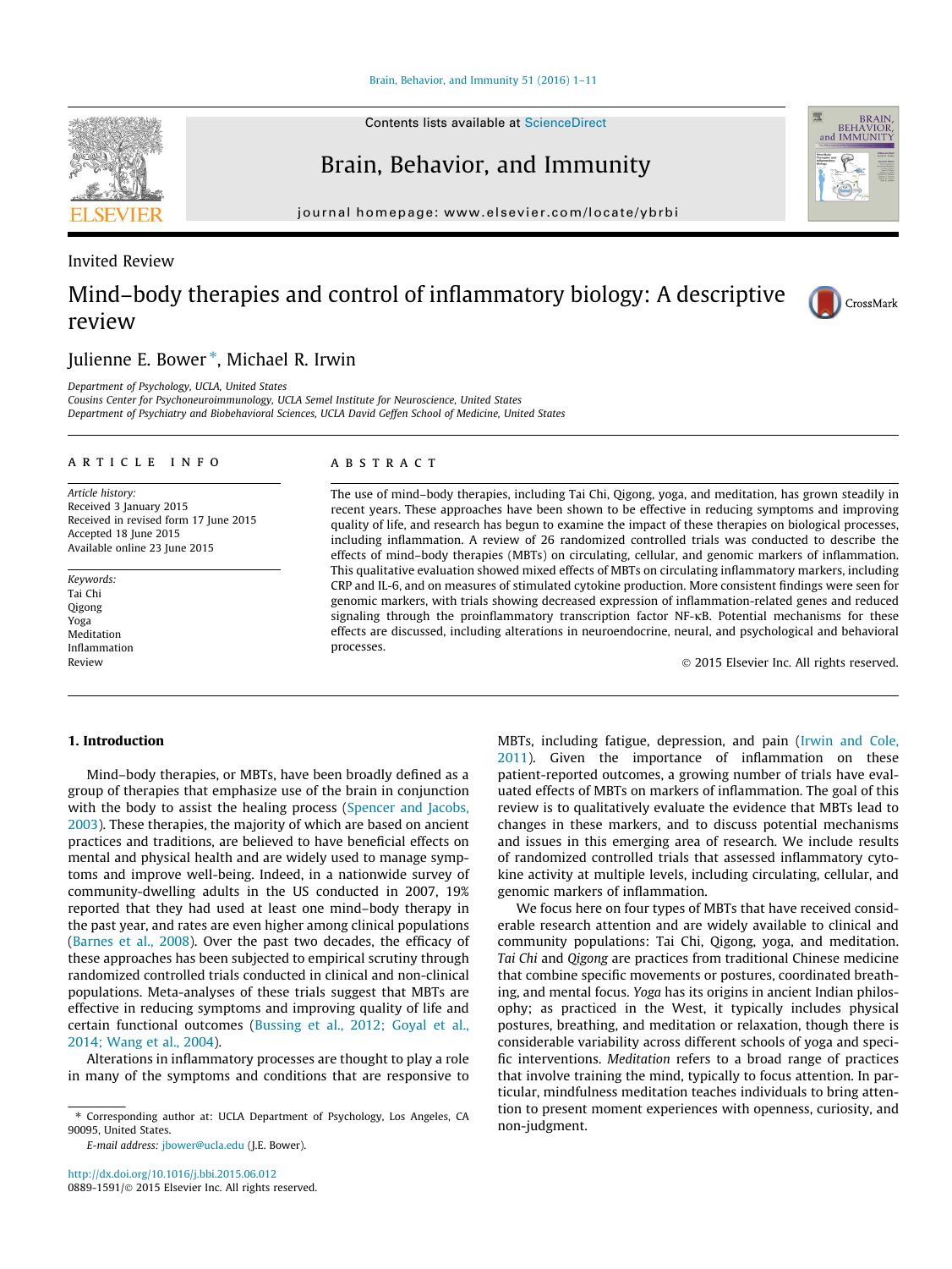Contents lists available at ScienceDirect

# Brain, Behavior, and Immunity

journal homepage: www.elsevier.com/locate/ybrbi

Invited Review

# Mind–body therapies and control of inflammatory biology: A descriptive review

Julienne E. Bower *, Michael R. Irwin

Department of Psychology, UCLA, United States
Cousins Center for Psychoneuroimmunology, UCLA Semel Institute for Neuroscience, United States
Department of Psychiatry and Biobehavioral Sciences, UCLA David Geffen School of Medicine, United States

**ARTICLE INFO**

*Article history:*
Received 3 January 2015
Received in revised form 17 June 2015
Accepted 18 June 2015
Available online 23 June 2015

*Keywords:*
Tai Chi
Qigong
Yoga
Meditation
Inflammation
Review

**ABSTRACT**

The use of mind–body therapies, including Tai Chi, Qigong, yoga, and meditation, has grown steadily in recent years. These approaches have been shown to be effective in reducing symptoms and improving quality of life, and research has begun to examine the impact of these therapies on biological processes, including inflammation. A review of 26 randomized controlled trials was conducted to describe the effects of mind–body therapies (MBTs) on circulating, cellular, and genomic markers of inflammation. This qualitative evaluation showed mixed effects of MBTs on circulating inflammatory markers, including CRP and IL-6, and on measures of stimulated cytokine production. More consistent findings were seen for genomic markers, with trials showing decreased expression of inflammation-related genes and reduced signaling through the proinflammatory transcription factor NF-κB. Potential mechanisms for these effects are discussed, including alterations in neuroendocrine, neural, and psychological and behavioral processes.

© 2015 Elsevier Inc. All rights reserved.

## 1. Introduction

Mind–body therapies, or MBTs, have been broadly defined as a group of therapies that emphasize use of the brain in conjunction with the body to assist the healing process (Spencer and Jacobs, 2003). These therapies, the majority of which are based on ancient practices and traditions, are believed to have beneficial effects on mental and physical health and are widely used to manage symptoms and improve well-being. Indeed, in a nationwide survey of community-dwelling adults in the US conducted in 2007, 19% reported that they had used at least one mind–body therapy in the past year, and rates are even higher among clinical populations (Barnes et al., 2008). Over the past two decades, the efficacy of these approaches has been subjected to empirical scrutiny through randomized controlled trials conducted in clinical and non-clinical populations. Meta-analyses of these trials suggest that MBTs are effective in reducing symptoms and improving quality of life and certain functional outcomes (Bussing et al., 2012; Goyal et al., 2014; Wang et al., 2004).

Alterations in inflammatory processes are thought to play a role in many of the symptoms and conditions that are responsive to MBTs, including fatigue, depression, and pain (Irwin and Cole, 2011). Given the importance of inflammation on these patient-reported outcomes, a growing number of trials have evaluated effects of MBTs on markers of inflammation. The goal of this review is to qualitatively evaluate the evidence that MBTs lead to changes in these markers, and to discuss potential mechanisms and issues in this emerging area of research. We include results of randomized controlled trials that assessed inflammatory cytokine activity at multiple levels, including circulating, cellular, and genomic markers of inflammation.

We focus here on four types of MBTs that have received considerable research attention and are widely available to clinical and community populations: Tai Chi, Qigong, yoga, and meditation. *Tai Chi* and *Qigong* are practices from traditional Chinese medicine that combine specific movements or postures, coordinated breathing, and mental focus. *Yoga* has its origins in ancient Indian philosophy; as practiced in the West, it typically includes physical postures, breathing, and meditation or relaxation, though there is considerable variability across different schools of yoga and specific interventions. *Meditation* refers to a broad range of practices that involve training the mind, typically to focus attention. In particular, mindfulness meditation teaches individuals to bring attention to present moment experiences with openness, curiosity, and non-judgment.

* Corresponding author at: UCLA Department of Psychology, Los Angeles, CA 90095, United States.
*E-mail address:* jbower@ucla.edu (J.E. Bower).

http://dx.doi.org/10.1016/j.bbi.2015.06.012
0889-1591/© 2015 Elsevier Inc. All rights reserved.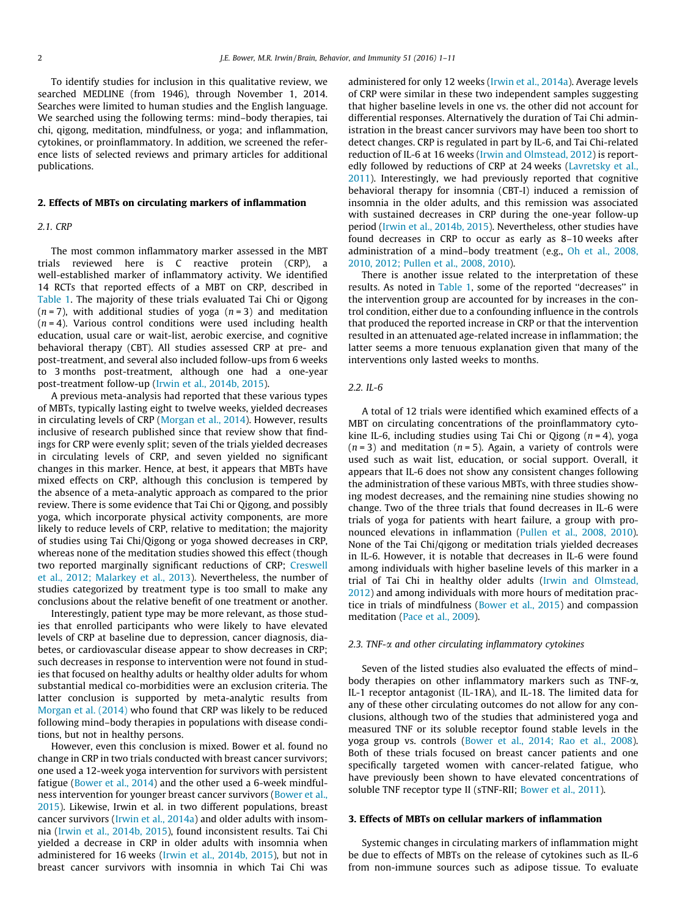To identify studies for inclusion in this qualitative review, we searched MEDLINE (from 1946), through November 1, 2014. Searches were limited to human studies and the English language. We searched using the following terms: mind–body therapies, tai chi, qigong, meditation, mindfulness, or yoga; and inflammation, cytokines, or proinflammatory. In addition, we screened the reference lists of selected reviews and primary articles for additional publications.

## 2. Effects of MBTs on circulating markers of inflammation

### 2.1. CRP

The most common inflammatory marker assessed in the MBT trials reviewed here is C reactive protein (CRP), a well-established marker of inflammatory activity. We identified 14 RCTs that reported effects of a MBT on CRP, described in Table 1. The majority of these trials evaluated Tai Chi or Qigong ($n = 7$), with additional studies of yoga ($n = 3$) and meditation ($n = 4$). Various control conditions were used including health education, usual care or wait-list, aerobic exercise, and cognitive behavioral therapy (CBT). All studies assessed CRP at pre- and post-treatment, and several also included follow-ups from 6 weeks to 3 months post-treatment, although one had a one-year post-treatment follow-up (Irwin et al., 2014b, 2015).

A previous meta-analysis had reported that these various types of MBTs, typically lasting eight to twelve weeks, yielded decreases in circulating levels of CRP (Morgan et al., 2014). However, results inclusive of research published since that review show that findings for CRP were evenly split; seven of the trials yielded decreases in circulating levels of CRP, and seven yielded no significant changes in this marker. Hence, at best, it appears that MBTs have mixed effects on CRP, although this conclusion is tempered by the absence of a meta-analytic approach as compared to the prior review. There is some evidence that Tai Chi or Qigong, and possibly yoga, which incorporate physical activity components, are more likely to reduce levels of CRP, relative to meditation; the majority of studies using Tai Chi/Qigong or yoga showed decreases in CRP, whereas none of the meditation studies showed this effect (though two reported marginally significant reductions of CRP; Creswell et al., 2012; Malarkey et al., 2013). Nevertheless, the number of studies categorized by treatment type is too small to make any conclusions about the relative benefit of one treatment or another.

Interestingly, patient type may be more relevant, as those studies that enrolled participants who were likely to have elevated levels of CRP at baseline due to depression, cancer diagnosis, diabetes, or cardiovascular disease appear to show decreases in CRP; such decreases in response to intervention were not found in studies that focused on healthy adults or healthy older adults for whom substantial medical co-morbidities were an exclusion criteria. The latter conclusion is supported by meta-analytic results from Morgan et al. (2014) who found that CRP was likely to be reduced following mind–body therapies in populations with disease conditions, but not in healthy persons.

However, even this conclusion is mixed. Bower et al. found no change in CRP in two trials conducted with breast cancer survivors; one used a 12-week yoga intervention for survivors with persistent fatigue (Bower et al., 2014) and the other used a 6-week mindfulness intervention for younger breast cancer survivors (Bower et al., 2015). Likewise, Irwin et al. in two different populations, breast cancer survivors (Irwin et al., 2014a) and older adults with insomnia (Irwin et al., 2014b, 2015), found inconsistent results. Tai Chi yielded a decrease in CRP in older adults with insomnia when administered for 16 weeks (Irwin et al., 2014b, 2015), but not in breast cancer survivors with insomnia in which Tai Chi was administered for only 12 weeks (Irwin et al., 2014a). Average levels of CRP were similar in these two independent samples suggesting that higher baseline levels in one vs. the other did not account for differential responses. Alternatively the duration of Tai Chi administration in the breast cancer survivors may have been too short to detect changes. CRP is regulated in part by IL-6, and Tai Chi-related reduction of IL-6 at 16 weeks (Irwin and Olmstead, 2012) is reportedly followed by reductions of CRP at 24 weeks (Lavretsky et al., 2011). Interestingly, we had previously reported that cognitive behavioral therapy for insomnia (CBT-I) induced a remission of insomnia in the older adults, and this remission was associated with sustained decreases in CRP during the one-year follow-up period (Irwin et al., 2014b, 2015). Nevertheless, other studies have found decreases in CRP to occur as early as 8–10 weeks after administration of a mind–body treatment (e.g., Oh et al., 2008, 2010, 2012; Pullen et al., 2008, 2010).

There is another issue related to the interpretation of these results. As noted in Table 1, some of the reported ''decreases'' in the intervention group are accounted for by increases in the control condition, either due to a confounding influence in the controls that produced the reported increase in CRP or that the intervention resulted in an attenuated age-related increase in inflammation; the latter seems a more tenuous explanation given that many of the interventions only lasted weeks to months.

### 2.2. IL-6

A total of 12 trials were identified which examined effects of a MBT on circulating concentrations of the proinflammatory cytokine IL-6, including studies using Tai Chi or Qigong ($n = 4$), yoga ($n = 3$) and meditation ($n = 5$). Again, a variety of controls were used such as wait list, education, or social support. Overall, it appears that IL-6 does not show any consistent changes following the administration of these various MBTs, with three studies showing modest decreases, and the remaining nine studies showing no change. Two of the three trials that found decreases in IL-6 were trials of yoga for patients with heart failure, a group with pronounced elevations in inflammation (Pullen et al., 2008, 2010). None of the Tai Chi/qigong or meditation trials yielded decreases in IL-6. However, it is notable that decreases in IL-6 were found among individuals with higher baseline levels of this marker in a trial of Tai Chi in healthy older adults (Irwin and Olmstead, 2012) and among individuals with more hours of meditation practice in trials of mindfulness (Bower et al., 2015) and compassion meditation (Pace et al., 2009).

### 2.3. TNF-α and other circulating inflammatory cytokines

Seven of the listed studies also evaluated the effects of mind–body therapies on other inflammatory markers such as TNF-α, IL-1 receptor antagonist (IL-1RA), and IL-18. The limited data for any of these other circulating outcomes do not allow for any conclusions, although two of the studies that administered yoga and measured TNF or its soluble receptor found stable levels in the yoga group vs. controls (Bower et al., 2014; Rao et al., 2008). Both of these trials focused on breast cancer patients and one specifically targeted women with cancer-related fatigue, who have previously been shown to have elevated concentrations of soluble TNF receptor type II (sTNF-RII; Bower et al., 2011).

## 3. Effects of MBTs on cellular markers of inflammation

Systemic changes in circulating markers of inflammation might be due to effects of MBTs on the release of cytokines such as IL-6 from non-immune sources such as adipose tissue. To evaluate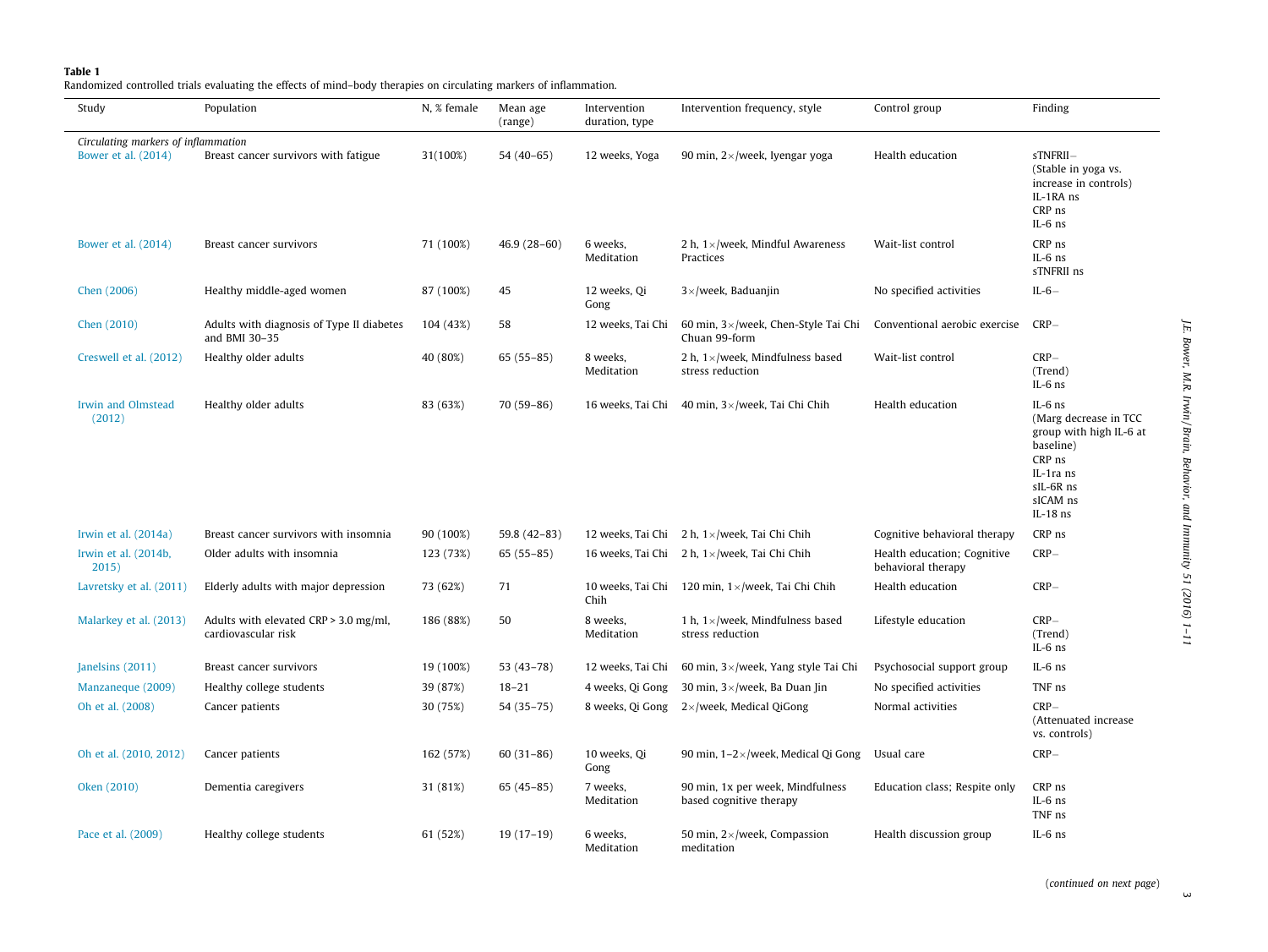**Table 1**
Randomized controlled trials evaluating the effects of mind–body therapies on circulating markers of inflammation.

| Study | Population | N, % female | Mean age (range) | Intervention duration, type | Intervention frequency, style | Control group | Finding |
|---|---|---|---|---|---|---|---|
| *Circulating markers of inflammation* | | | | | | | |
| Bower et al. (2014) | Breast cancer survivors with fatigue | 31(100%) | 54 (40–65) | 12 weeks, Yoga | 90 min, 2×/week, Iyengar yoga | Health education | sTNFRII– (Stable in yoga vs. increase in controls) IL-1RA ns CRP ns IL-6 ns |
| Bower et al. (2014) | Breast cancer survivors | 71 (100%) | 46.9 (28–60) | 6 weeks, Meditation | 2 h, 1×/week, Mindful Awareness Practices | Wait-list control | CRP ns IL-6 ns sTNFRII ns |
| Chen (2006) | Healthy middle-aged women | 87 (100%) | 45 | 12 weeks, Qi Gong | 3×/week, Baduanjin | No specified activities | IL-6– |
| Chen (2010) | Adults with diagnosis of Type II diabetes and BMI 30–35 | 104 (43%) | 58 | 12 weeks, Tai Chi | 60 min, 3×/week, Chen-Style Tai Chi Chuan 99-form | Conventional aerobic exercise | CRP– |
| Creswell et al. (2012) | Healthy older adults | 40 (80%) | 65 (55–85) | 8 weeks, Meditation | 2 h, 1×/week, Mindfulness based stress reduction | Wait-list control | CRP– (Trend) IL-6 ns |
| Irwin and Olmstead (2012) | Healthy older adults | 83 (63%) | 70 (59–86) | 16 weeks, Tai Chi | 40 min, 3×/week, Tai Chi Chih | Health education | IL-6 ns (Marg decrease in TCC group with high IL-6 at baseline) CRP ns IL-1ra ns sIL-6R ns sICAM ns IL-18 ns |
| Irwin et al. (2014a) | Breast cancer survivors with insomnia | 90 (100%) | 59.8 (42–83) | 12 weeks, Tai Chi | 2 h, 1×/week, Tai Chi Chih | Cognitive behavioral therapy | CRP ns |
| Irwin et al. (2014b, 2015) | Older adults with insomnia | 123 (73%) | 65 (55–85) | 16 weeks, Tai Chi | 2 h, 1×/week, Tai Chi Chih | Health education; Cognitive behavioral therapy | CRP– |
| Lavretsky et al. (2011) | Elderly adults with major depression | 73 (62%) | 71 | 10 weeks, Tai Chi Chih | 120 min, 1×/week, Tai Chi Chih | Health education | CRP– |
| Malarkey et al. (2013) | Adults with elevated CRP > 3.0 mg/ml, cardiovascular risk | 186 (88%) | 50 | 8 weeks, Meditation | 1 h, 1×/week, Mindfulness based stress reduction | Lifestyle education | CRP– (Trend) IL-6 ns |
| Janelsins (2011) | Breast cancer survivors | 19 (100%) | 53 (43–78) | 12 weeks, Tai Chi | 60 min, 3×/week, Yang style Tai Chi | Psychosocial support group | IL-6 ns |
| Manzaneque (2009) | Healthy college students | 39 (87%) | 18–21 | 4 weeks, Qi Gong | 30 min, 3×/week, Ba Duan Jin | No specified activities | TNF ns |
| Oh et al. (2008) | Cancer patients | 30 (75%) | 54 (35–75) | 8 weeks, Qi Gong | 2×/week, Medical QiGong | Normal activities | CRP– (Attenuated increase vs. controls) |
| Oh et al. (2010, 2012) | Cancer patients | 162 (57%) | 60 (31–86) | 10 weeks, Qi Gong | 90 min, 1–2×/week, Medical Qi Gong | Usual care | CRP– |
| Oken (2010) | Dementia caregivers | 31 (81%) | 65 (45–85) | 7 weeks, Meditation | 90 min, 1x per week, Mindfulness based cognitive therapy | Education class; Respite only | CRP ns IL-6 ns TNF ns |
| Pace et al. (2009) | Healthy college students | 61 (52%) | 19 (17–19) | 6 weeks, Meditation | 50 min, 2×/week, Compassion meditation | Health discussion group | IL-6 ns |

(*continued on next page*)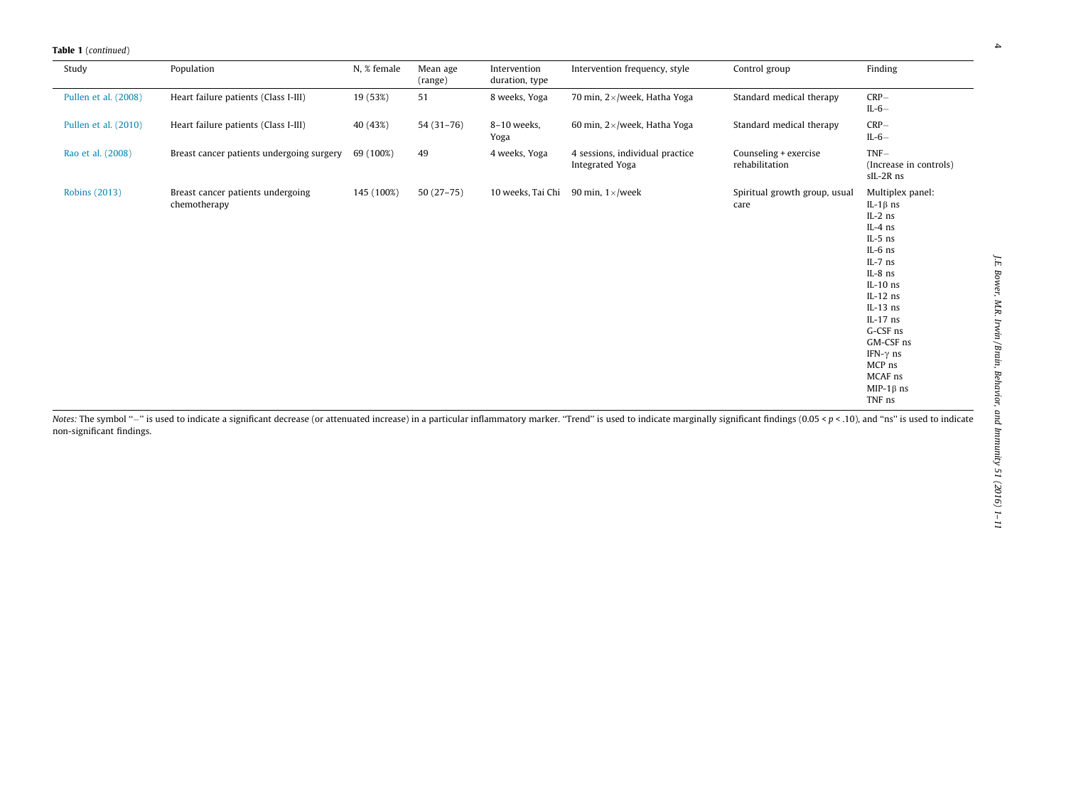**Table 1** (*continued*)

| Study | Population | N, % female | Mean age (range) | Intervention duration, type | Intervention frequency, style | Control group | Finding |
|---|---|---|---|---|---|---|---|
| Pullen et al. (2008) | Heart failure patients (Class I-III) | 19 (53%) | 51 | 8 weeks, Yoga | 70 min, 2×/week, Hatha Yoga | Standard medical therapy | CRP−<br>IL-6− |
| Pullen et al. (2010) | Heart failure patients (Class I-III) | 40 (43%) | 54 (31–76) | 8–10 weeks, Yoga | 60 min, 2×/week, Hatha Yoga | Standard medical therapy | CRP−<br>IL-6− |
| Rao et al. (2008) | Breast cancer patients undergoing surgery | 69 (100%) | 49 | 4 weeks, Yoga | 4 sessions, individual practice Integrated Yoga | Counseling + exercise rehabilitation | TNF−<br>(Increase in controls)<br>sIL-2R ns |
| Robins (2013) | Breast cancer patients undergoing chemotherapy | 145 (100%) | 50 (27–75) | 10 weeks, Tai Chi | 90 min, 1×/week | Spiritual growth group, usual care | Multiplex panel:<br>IL-1β ns<br>IL-2 ns<br>IL-4 ns<br>IL-5 ns<br>IL-6 ns<br>IL-7 ns<br>IL-8 ns<br>IL-10 ns<br>IL-12 ns<br>IL-13 ns<br>IL-17 ns<br>G-CSF ns<br>GM-CSF ns<br>IFN-γ ns<br>MCP ns<br>MCAF ns<br>MIP-1β ns<br>TNF ns |

*Notes:* The symbol "−" is used to indicate a significant decrease (or attenuated increase) in a particular inflammatory marker. "Trend" is used to indicate marginally significant findings ($0.05 < p < .10$), and "ns" is used to indicate non-significant findings.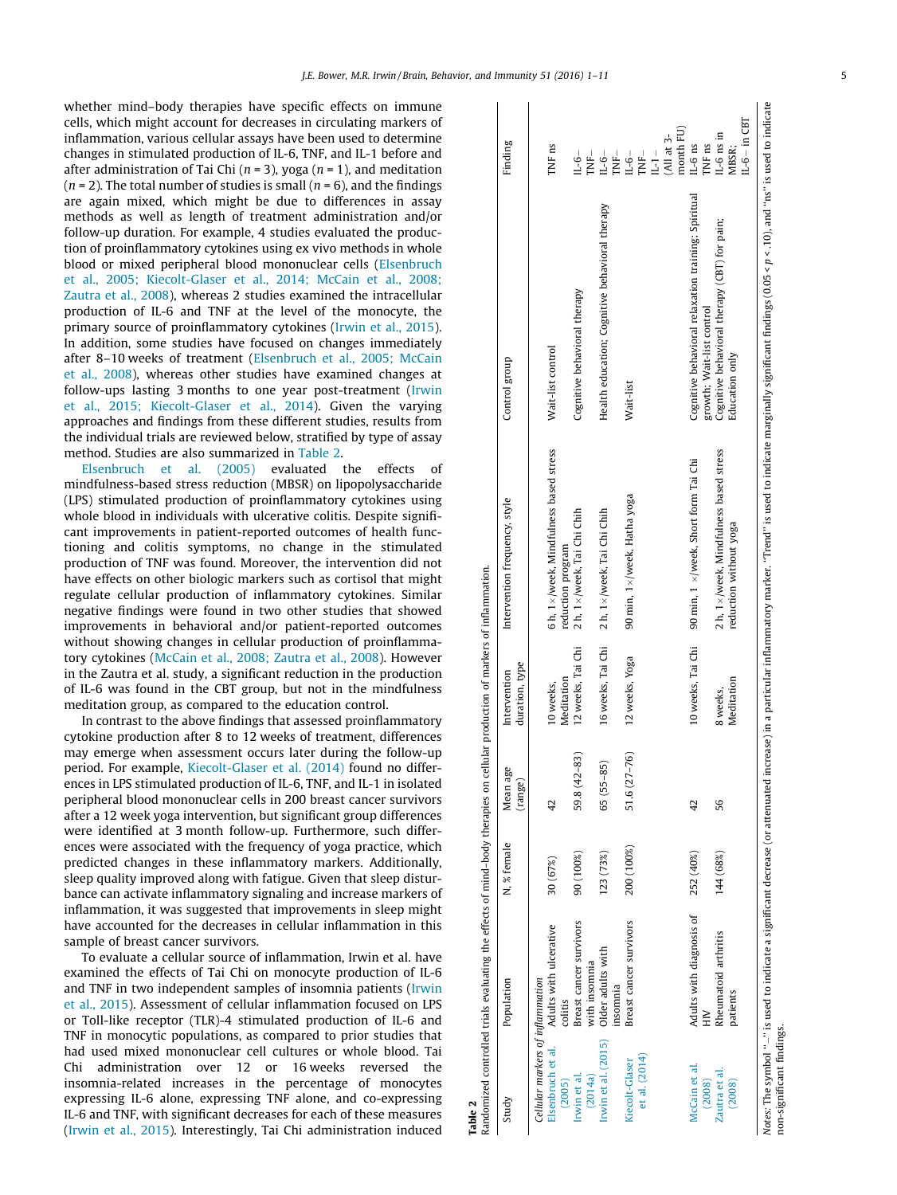whether mind–body therapies have specific effects on immune cells, which might account for decreases in circulating markers of inflammation, various cellular assays have been used to determine changes in stimulated production of IL-6, TNF, and IL-1 before and after administration of Tai Chi ($n = 3$), yoga ($n = 1$), and meditation ($n = 2$). The total number of studies is small ($n = 6$), and the findings are again mixed, which might be due to differences in assay methods as well as length of treatment administration and/or follow-up duration. For example, 4 studies evaluated the production of proinflammatory cytokines using ex vivo methods in whole blood or mixed peripheral blood mononuclear cells (Elsenbruch et al., 2005; Kiecolt-Glaser et al., 2014; McCain et al., 2008; Zautra et al., 2008), whereas 2 studies examined the intracellular production of IL-6 and TNF at the level of the monocyte, the primary source of proinflammatory cytokines (Irwin et al., 2015). In addition, some studies have focused on changes immediately after 8–10 weeks of treatment (Elsenbruch et al., 2005; McCain et al., 2008), whereas other studies have examined changes at follow-ups lasting 3 months to one year post-treatment (Irwin et al., 2015; Kiecolt-Glaser et al., 2014). Given the varying approaches and findings from these different studies, results from the individual trials are reviewed below, stratified by type of assay method. Studies are also summarized in Table 2.

Elsenbruch et al. (2005) evaluated the effects of mindfulness-based stress reduction (MBSR) on lipopolysaccharide (LPS) stimulated production of proinflammatory cytokines using whole blood in individuals with ulcerative colitis. Despite significant improvements in patient-reported outcomes of health functioning and colitis symptoms, no change in the stimulated production of TNF was found. Moreover, the intervention did not have effects on other biologic markers such as cortisol that might regulate cellular production of inflammatory cytokines. Similar negative findings were found in two other studies that showed improvements in behavioral and/or patient-reported outcomes without showing changes in cellular production of proinflammatory cytokines (McCain et al., 2008; Zautra et al., 2008). However in the Zautra et al. study, a significant reduction in the production of IL-6 was found in the CBT group, but not in the mindfulness meditation group, as compared to the education control.

In contrast to the above findings that assessed proinflammatory cytokine production after 8 to 12 weeks of treatment, differences may emerge when assessment occurs later during the follow-up period. For example, Kiecolt-Glaser et al. (2014) found no differences in LPS stimulated production of IL-6, TNF, and IL-1 in isolated peripheral blood mononuclear cells in 200 breast cancer survivors after a 12 week yoga intervention, but significant group differences were identified at 3 month follow-up. Furthermore, such differences were associated with the frequency of yoga practice, which predicted changes in these inflammatory markers. Additionally, sleep quality improved along with fatigue. Given that sleep disturbance can activate inflammatory signaling and increase markers of inflammation, it was suggested that improvements in sleep might have accounted for the decreases in cellular inflammation in this sample of breast cancer survivors.

To evaluate a cellular source of inflammation, Irwin et al. have examined the effects of Tai Chi on monocyte production of IL-6 and TNF in two independent samples of insomnia patients (Irwin et al., 2015). Assessment of cellular inflammation focused on LPS or Toll-like receptor (TLR)-4 stimulated production of IL-6 and TNF in monocytic populations, as compared to prior studies that had used mixed mononuclear cell cultures or whole blood. Tai Chi administration over 12 or 16 weeks reversed the insomnia-related increases in the percentage of monocytes expressing IL-6 alone, expressing TNF alone, and co-expressing IL-6 and TNF, with significant decreases for each of these measures (Irwin et al., 2015). Interestingly, Tai Chi administration induced

**Table 2**
Randomized controlled trials evaluating the effects of mind–body therapies on cellular production of markers of inflammation.

| Study | Population | N, % female | Mean age (range) | Intervention duration, type | Intervention frequency, style | Control group | Finding |
|---|---|---|---|---|---|---|---|
| *Cellular markers of inflammation* | | | | | | | |
| Elsenbruch et al. (2005) | Adults with ulcerative colitis | 30 (67%) | 42 | 10 weeks, Meditation | 6 h, 1×/week, Mindfulness based stress reduction program | Wait-list control | TNF ns |
| Irwin et al. (2014a) | Breast cancer survivors with insomnia | 90 (100%) | 59.8 (42–83) | 12 weeks, Tai Chi | 2 h, 1×/week, Tai Chi Chih | Cognitive behavioral therapy | IL-6– TNF– |
| Irwin et al. (2015) | Older adults with insomnia | 123 (73%) | 65 (55–85) | 16 weeks, Tai Chi | 2 h, 1×/week, Tai Chi Chih | Health education; Cognitive behavioral therapy | IL-6– TNF– |
| Kiecolt-Glaser et al. (2014) | Breast cancer survivors | 200 (100%) | 51.6 (27–76) | 12 weeks, Yoga | 90 min, 1×/week, Hatha yoga | Wait-list | IL-6– TNF– IL-1– (All at 3-month FU) |
| McCain et al. (2008) | Adults with diagnosis of HIV | 252 (40%) | 42 | 10 weeks, Tai Chi | 90 min, 1 ×/week, Short form Tai Chi | Cognitive behavioral relaxation training; Spiritual growth; Wait-list control | IL-6 ns TNF ns |
| Zautra et al. (2008) | Rheumatoid arthritis patients | 144 (68%) | 56 | 8 weeks, Meditation | 2 h, 1×/week, Mindfulness based stress reduction without yoga | Cognitive behavioral therapy (CBT) for pain; Education only | IL-6 ns in MBSR; IL-6– in CBT |

*Notes*: The symbol "–" is used to indicate a significant decrease (or attenuated increase) in a particular inflammatory marker. "Trend" is used to indicate marginally significant findings ($0.05 < p < .10$), and "ns" is used to indicate non-significant findings.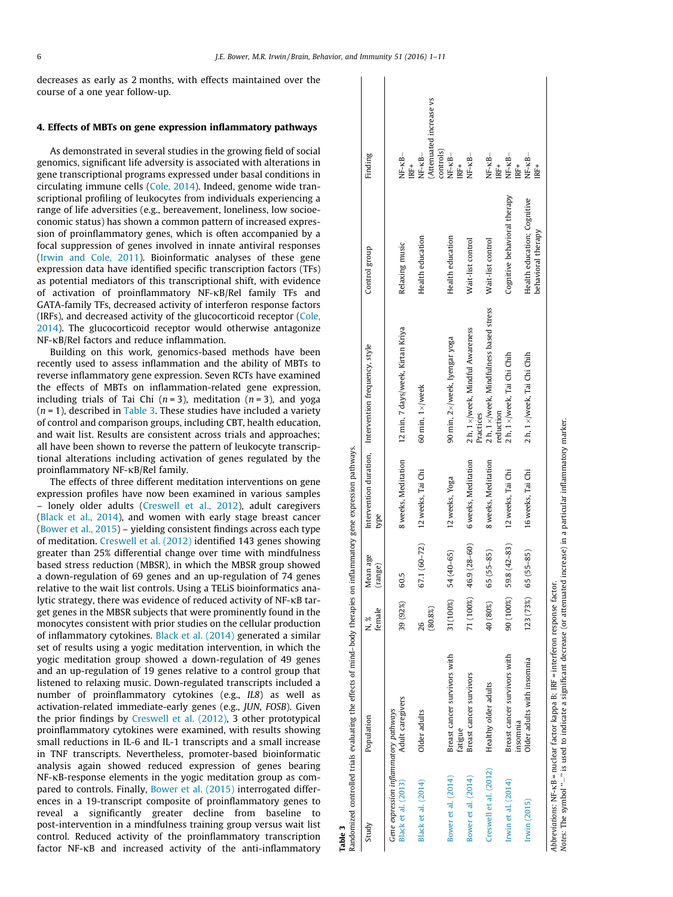decreases as early as 2 months, with effects maintained over the course of a one year follow-up.

## 4. Effects of MBTs on gene expression inflammatory pathways

As demonstrated in several studies in the growing field of social genomics, significant life adversity is associated with alterations in gene transcriptional programs expressed under basal conditions in circulating immune cells (Cole, 2014). Indeed, genome wide transcriptional profiling of leukocytes from individuals experiencing a range of life adversities (e.g., bereavement, loneliness, low socioeconomic status) has shown a common pattern of increased expression of proinflammatory genes, which is often accompanied by a focal suppression of genes involved in innate antiviral responses (Irwin and Cole, 2011). Bioinformatic analyses of these gene expression data have identified specific transcription factors (TFs) as potential mediators of this transcriptional shift, with evidence of activation of proinflammatory NF-κB/Rel family TFs and GATA-family TFs, decreased activity of interferon response factors (IRFs), and decreased activity of the glucocorticoid receptor (Cole, 2014). The glucocorticoid receptor would otherwise antagonize NF-κB/Rel factors and reduce inflammation.

Building on this work, genomics-based methods have been recently used to assess inflammation and the ability of MBTs to reverse inflammatory gene expression. Seven RCTs have examined the effects of MBTs on inflammation-related gene expression, including trials of Tai Chi ($n = 3$), meditation ($n = 3$), and yoga ($n = 1$), described in Table 3. These studies have included a variety of control and comparison groups, including CBT, health education, and wait list. Results are consistent across trials and approaches; all have been shown to reverse the pattern of leukocyte transcriptional alterations including activation of genes regulated by the proinflammatory NF-κB/Rel family.

The effects of three different meditation interventions on gene expression profiles have now been examined in various samples – lonely older adults (Creswell et al., 2012), adult caregivers (Black et al., 2014), and women with early stage breast cancer (Bower et al., 2015) – yielding consistent findings across each type of meditation. Creswell et al. (2012) identified 143 genes showing greater than 25% differential change over time with mindfulness based stress reduction (MBSR), in which the MBSR group showed a down-regulation of 69 genes and an up-regulation of 74 genes relative to the wait list controls. Using a TELiS bioinformatics analytic strategy, there was evidence of reduced activity of NF-κB target genes in the MBSR subjects that were prominently found in the monocytes consistent with prior studies on the cellular production of inflammatory cytokines. Black et al. (2014) generated a similar set of results using a yogic meditation intervention, in which the yogic meditation group showed a down-regulation of 49 genes and an up-regulation of 19 genes relative to a control group that listened to relaxing music. Down-regulated transcripts included a number of proinflammatory cytokines (e.g., *IL8*) as well as activation-related immediate-early genes (e.g., *JUN*, *FOSB*). Given the prior findings by Creswell et al. (2012), 3 other prototypical proinflammatory cytokines were examined, with results showing small reductions in IL-6 and IL-1 transcripts and a small increase in TNF transcripts. Nevertheless, promoter-based bioinformatic analysis again showed reduced expression of genes bearing NF-κB-response elements in the yogic meditation group as compared to controls. Finally, Bower et al. (2015) interrogated differences in a 19-transcript composite of proinflammatory genes to reveal a significantly greater decline from baseline to post-intervention in a mindfulness training group versus wait list control. Reduced activity of the proinflammatory transcription factor NF-κB and increased activity of the anti-inflammatory

**Table 3**
Randomized controlled trials evaluating the effects of mind–body therapies on inflammatory gene expression pathways.

| Study | Population | N, % female | Mean age (range) | Intervention duration, type | Intervention frequency, style | Control group | Finding |
|---|---|---|---|---|---|---|---|
| *Gene expression inflammatory pathways* | | | | | | | |
| Black et al. (2013) | Adult caregivers | 39 (92%) | 60.5 | 8 weeks, Meditation | 12 min, 7 days/week, Kirtan Kriya | Relaxing music | NF-κB– IRF+ |
| Black et al. (2014) | Older adults | 26 (80.8%) | 67.1 (60–72) | 12 weeks, Tai Chi | 60 min, 1×/week | Health education | NF-κB– (Attenuated increase vs controls) |
| Bower et al. (2014) | Breast cancer survivors with fatigue | 31(100%) | 54 (40–65) | 12 weeks, Yoga | 90 min, 2×/week, Iyengar yoga | Health education | NF-κB– IRF+ |
| Bower et al. (2014) | Breast cancer survivors | 71 (100%) | 46.9 (28–60) | 6 weeks, Meditation | 2 h, 1×/week, Mindful Awareness Practices | Wait-list control | NF-κB– |
| Creswell et al. (2012) | Healthy older adults | 40 (80%) | 65 (55–85) | 8 weeks, Meditation | 2 h, 1×/week, Mindfulness based stress reduction | Wait-list control | NF-κB– IRF+ |
| Irwin et al. (2014) | Breast cancer survivors with insomnia | 90 (100%) | 59.8 (42–83) | 12 weeks, Tai Chi | 2 h, 1×/week, Tai Chi Chih | Cognitive behavioral therapy | NF-κB– IRF+ |
| Irwin (2015) | Older adults with insomnia | 123 (73%) | 65 (55–85) | 16 weeks, Tai Chi | 2 h, 1×/week, Tai Chi Chih | Health education; Cognitive behavioral therapy | NF-κB– IRF+ |

*Abbreviations:* NF-κB = nuclear factor kappa B; IRF = interferon response factor.
*Notes:* The symbol "–" is used to indicate a significant decrease (or attenuated increase) in a particular inflammatory marker.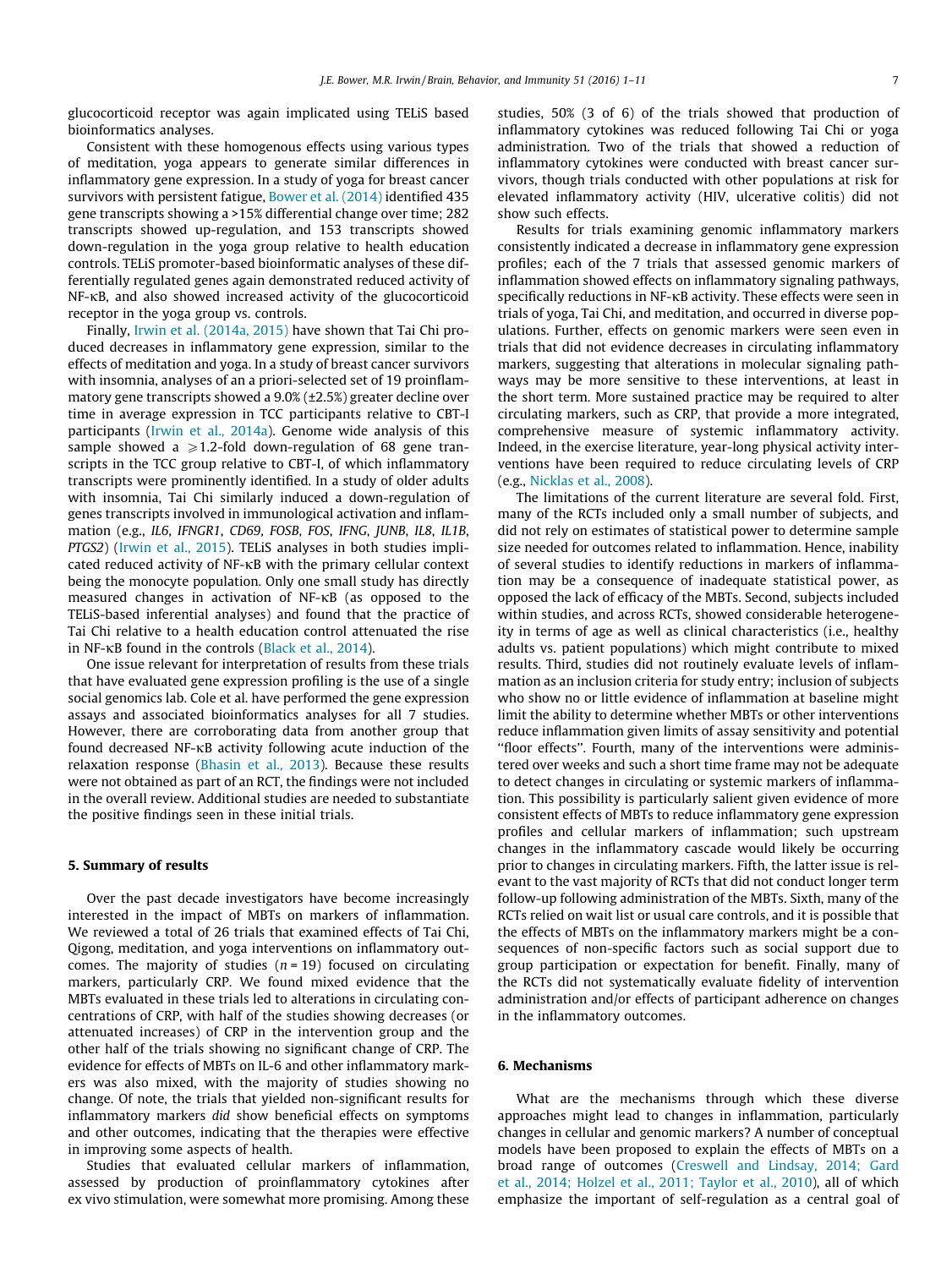glucocorticoid receptor was again implicated using TELiS based bioinformatics analyses.

Consistent with these homogenous effects using various types of meditation, yoga appears to generate similar differences in inflammatory gene expression. In a study of yoga for breast cancer survivors with persistent fatigue, Bower et al. (2014) identified 435 gene transcripts showing a >15% differential change over time; 282 transcripts showed up-regulation, and 153 transcripts showed down-regulation in the yoga group relative to health education controls. TELiS promoter-based bioinformatic analyses of these differentially regulated genes again demonstrated reduced activity of NF-κB, and also showed increased activity of the glucocorticoid receptor in the yoga group vs. controls.

Finally, Irwin et al. (2014a, 2015) have shown that Tai Chi produced decreases in inflammatory gene expression, similar to the effects of meditation and yoga. In a study of breast cancer survivors with insomnia, analyses of an a priori-selected set of 19 proinflammatory gene transcripts showed a 9.0% (±2.5%) greater decline over time in average expression in TCC participants relative to CBT-I participants (Irwin et al., 2014a). Genome wide analysis of this sample showed a ⩾1.2-fold down-regulation of 68 gene transcripts in the TCC group relative to CBT-I, of which inflammatory transcripts were prominently identified. In a study of older adults with insomnia, Tai Chi similarly induced a down-regulation of genes transcripts involved in immunological activation and inflammation (e.g., *IL6*, *IFNGR1*, *CD69*, *FOSB*, *FOS*, *IFNG*, *JUNB*, *IL8*, *IL1B*, *PTGS2*) (Irwin et al., 2015). TELiS analyses in both studies implicated reduced activity of NF-κB with the primary cellular context being the monocyte population. Only one small study has directly measured changes in activation of NF-κB (as opposed to the TELiS-based inferential analyses) and found that the practice of Tai Chi relative to a health education control attenuated the rise in NF-κB found in the controls (Black et al., 2014).

One issue relevant for interpretation of results from these trials that have evaluated gene expression profiling is the use of a single social genomics lab. Cole et al. have performed the gene expression assays and associated bioinformatics analyses for all 7 studies. However, there are corroborating data from another group that found decreased NF-κB activity following acute induction of the relaxation response (Bhasin et al., 2013). Because these results were not obtained as part of an RCT, the findings were not included in the overall review. Additional studies are needed to substantiate the positive findings seen in these initial trials.

## 5. Summary of results

Over the past decade investigators have become increasingly interested in the impact of MBTs on markers of inflammation. We reviewed a total of 26 trials that examined effects of Tai Chi, Qigong, meditation, and yoga interventions on inflammatory outcomes. The majority of studies ($n = 19$) focused on circulating markers, particularly CRP. We found mixed evidence that the MBTs evaluated in these trials led to alterations in circulating concentrations of CRP, with half of the studies showing decreases (or attenuated increases) of CRP in the intervention group and the other half of the trials showing no significant change of CRP. The evidence for effects of MBTs on IL-6 and other inflammatory markers was also mixed, with the majority of studies showing no change. Of note, the trials that yielded non-significant results for inflammatory markers *did* show beneficial effects on symptoms and other outcomes, indicating that the therapies were effective in improving some aspects of health.

Studies that evaluated cellular markers of inflammation, assessed by production of proinflammatory cytokines after ex vivo stimulation, were somewhat more promising. Among these studies, 50% (3 of 6) of the trials showed that production of inflammatory cytokines was reduced following Tai Chi or yoga administration. Two of the trials that showed a reduction of inflammatory cytokines were conducted with breast cancer survivors, though trials conducted with other populations at risk for elevated inflammatory activity (HIV, ulcerative colitis) did not show such effects.

Results for trials examining genomic inflammatory markers consistently indicated a decrease in inflammatory gene expression profiles; each of the 7 trials that assessed genomic markers of inflammation showed effects on inflammatory signaling pathways, specifically reductions in NF-κB activity. These effects were seen in trials of yoga, Tai Chi, and meditation, and occurred in diverse populations. Further, effects on genomic markers were seen even in trials that did not evidence decreases in circulating inflammatory markers, suggesting that alterations in molecular signaling pathways may be more sensitive to these interventions, at least in the short term. More sustained practice may be required to alter circulating markers, such as CRP, that provide a more integrated, comprehensive measure of systemic inflammatory activity. Indeed, in the exercise literature, year-long physical activity interventions have been required to reduce circulating levels of CRP (e.g., Nicklas et al., 2008).

The limitations of the current literature are several fold. First, many of the RCTs included only a small number of subjects, and did not rely on estimates of statistical power to determine sample size needed for outcomes related to inflammation. Hence, inability of several studies to identify reductions in markers of inflammation may be a consequence of inadequate statistical power, as opposed the lack of efficacy of the MBTs. Second, subjects included within studies, and across RCTs, showed considerable heterogeneity in terms of age as well as clinical characteristics (i.e., healthy adults vs. patient populations) which might contribute to mixed results. Third, studies did not routinely evaluate levels of inflammation as an inclusion criteria for study entry; inclusion of subjects who show no or little evidence of inflammation at baseline might limit the ability to determine whether MBTs or other interventions reduce inflammation given limits of assay sensitivity and potential "floor effects". Fourth, many of the interventions were administered over weeks and such a short time frame may not be adequate to detect changes in circulating or systemic markers of inflammation. This possibility is particularly salient given evidence of more consistent effects of MBTs to reduce inflammatory gene expression profiles and cellular markers of inflammation; such upstream changes in the inflammatory cascade would likely be occurring prior to changes in circulating markers. Fifth, the latter issue is relevant to the vast majority of RCTs that did not conduct longer term follow-up following administration of the MBTs. Sixth, many of the RCTs relied on wait list or usual care controls, and it is possible that the effects of MBTs on the inflammatory markers might be a consequences of non-specific factors such as social support due to group participation or expectation for benefit. Finally, many of the RCTs did not systematically evaluate fidelity of intervention administration and/or effects of participant adherence on changes in the inflammatory outcomes.

## 6. Mechanisms

What are the mechanisms through which these diverse approaches might lead to changes in inflammation, particularly changes in cellular and genomic markers? A number of conceptual models have been proposed to explain the effects of MBTs on a broad range of outcomes (Creswell and Lindsay, 2014; Gard et al., 2014; Holzel et al., 2011; Taylor et al., 2010), all of which emphasize the important of self-regulation as a central goal of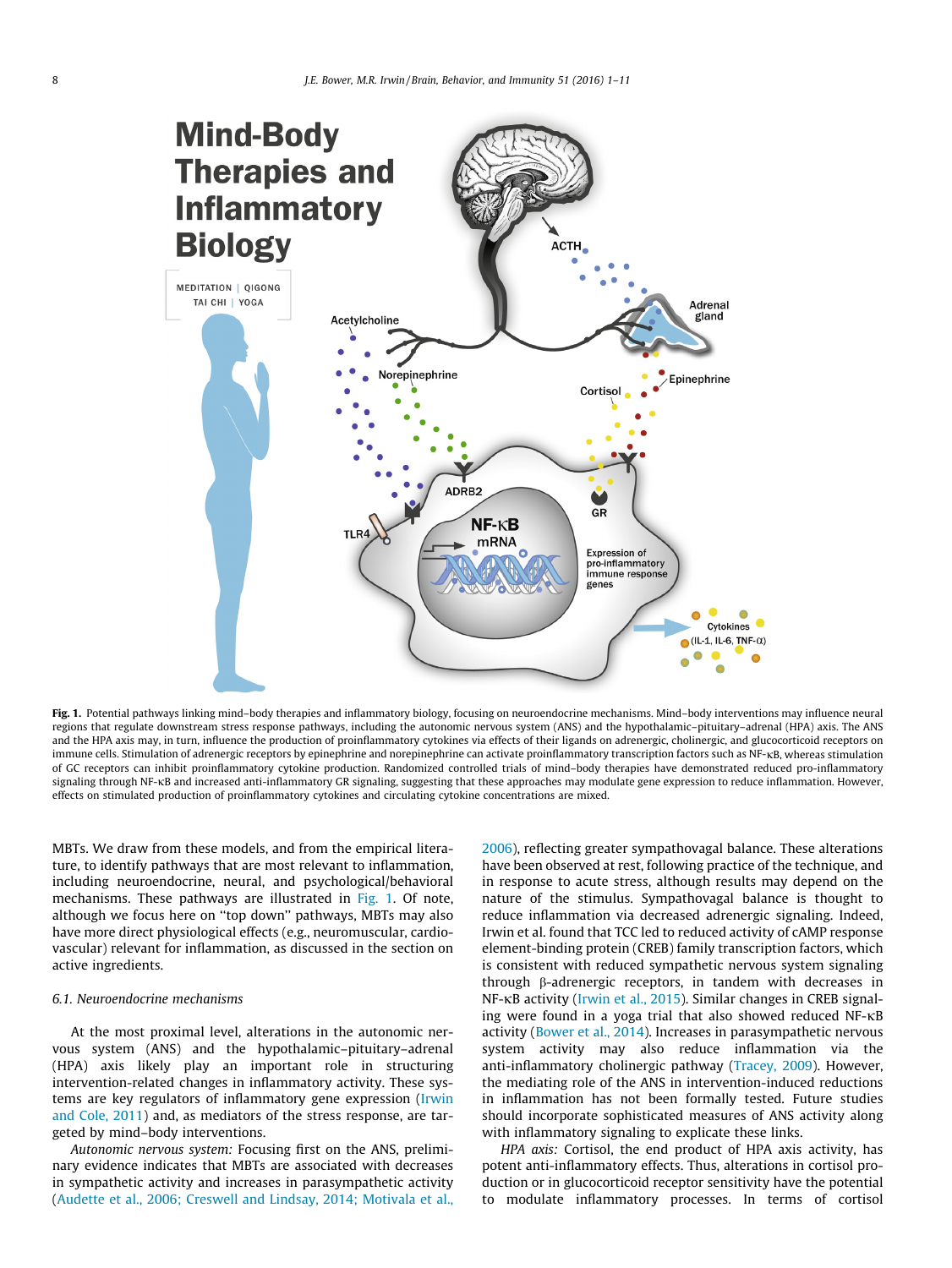**Fig. 1.** Potential pathways linking mind–body therapies and inflammatory biology, focusing on neuroendocrine mechanisms. Mind–body interventions may influence neural regions that regulate downstream stress response pathways, including the autonomic nervous system (ANS) and the hypothalamic–pituitary–adrenal (HPA) axis. The ANS and the HPA axis may, in turn, influence the production of proinflammatory cytokines via effects of their ligands on adrenergic, cholinergic, and glucocorticoid receptors on immune cells. Stimulation of adrenergic receptors by epinephrine and norepinephrine can activate proinflammatory transcription factors such as NF-κB, whereas stimulation of GC receptors can inhibit proinflammatory cytokine production. Randomized controlled trials of mind–body therapies have demonstrated reduced pro-inflammatory signaling through NF-κB and increased anti-inflammatory GR signaling, suggesting that these approaches may modulate gene expression to reduce inflammation. However, effects on stimulated production of proinflammatory cytokines and circulating cytokine concentrations are mixed.

MBTs. We draw from these models, and from the empirical literature, to identify pathways that are most relevant to inflammation, including neuroendocrine, neural, and psychological/behavioral mechanisms. These pathways are illustrated in Fig. 1. Of note, although we focus here on "top down" pathways, MBTs may also have more direct physiological effects (e.g., neuromuscular, cardiovascular) relevant for inflammation, as discussed in the section on active ingredients.

### 6.1. Neuroendocrine mechanisms

At the most proximal level, alterations in the autonomic nervous system (ANS) and the hypothalamic–pituitary–adrenal (HPA) axis likely play an important role in structuring intervention-related changes in inflammatory activity. These systems are key regulators of inflammatory gene expression (Irwin and Cole, 2011) and, as mediators of the stress response, are targeted by mind–body interventions.

*Autonomic nervous system:* Focusing first on the ANS, preliminary evidence indicates that MBTs are associated with decreases in sympathetic activity and increases in parasympathetic activity (Audette et al., 2006; Creswell and Lindsay, 2014; Motivala et al., 2006), reflecting greater sympathovagal balance. These alterations have been observed at rest, following practice of the technique, and in response to acute stress, although results may depend on the nature of the stimulus. Sympathovagal balance is thought to reduce inflammation via decreased adrenergic signaling. Indeed, Irwin et al. found that TCC led to reduced activity of cAMP response element-binding protein (CREB) family transcription factors, which is consistent with reduced sympathetic nervous system signaling through β-adrenergic receptors, in tandem with decreases in NF-κB activity (Irwin et al., 2015). Similar changes in CREB signaling were found in a yoga trial that also showed reduced NF-κB activity (Bower et al., 2014). Increases in parasympathetic nervous system activity may also reduce inflammation via the anti-inflammatory cholinergic pathway (Tracey, 2009). However, the mediating role of the ANS in intervention-induced reductions in inflammation has not been formally tested. Future studies should incorporate sophisticated measures of ANS activity along with inflammatory signaling to explicate these links.

*HPA axis:* Cortisol, the end product of HPA axis activity, has potent anti-inflammatory effects. Thus, alterations in cortisol production or in glucocorticoid receptor sensitivity have the potential to modulate inflammatory processes. In terms of cortisol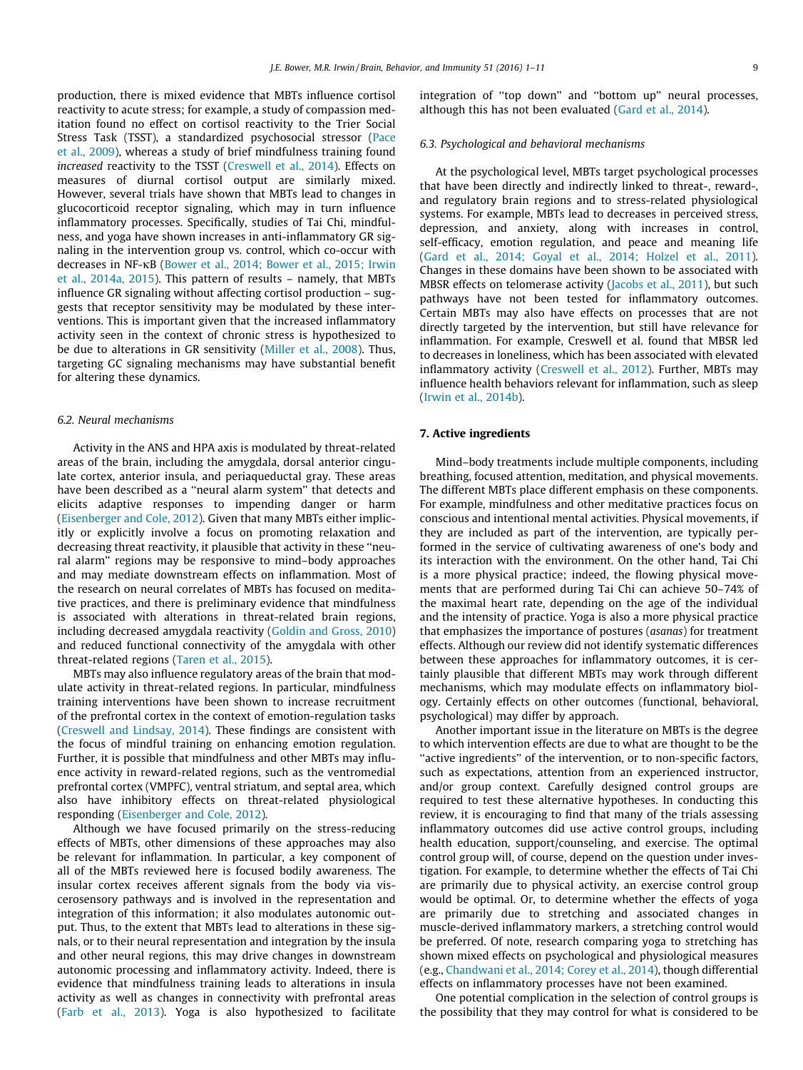production, there is mixed evidence that MBTs influence cortisol reactivity to acute stress; for example, a study of compassion meditation found no effect on cortisol reactivity to the Trier Social Stress Task (TSST), a standardized psychosocial stressor (Pace et al., 2009), whereas a study of brief mindfulness training found *increased* reactivity to the TSST (Creswell et al., 2014). Effects on measures of diurnal cortisol output are similarly mixed. However, several trials have shown that MBTs lead to changes in glucocorticoid receptor signaling, which may in turn influence inflammatory processes. Specifically, studies of Tai Chi, mindfulness, and yoga have shown increases in anti-inflammatory GR signaling in the intervention group vs. control, which co-occur with decreases in NF-κB (Bower et al., 2014; Bower et al., 2015; Irwin et al., 2014a, 2015). This pattern of results – namely, that MBTs influence GR signaling without affecting cortisol production – suggests that receptor sensitivity may be modulated by these interventions. This is important given that the increased inflammatory activity seen in the context of chronic stress is hypothesized to be due to alterations in GR sensitivity (Miller et al., 2008). Thus, targeting GC signaling mechanisms may have substantial benefit for altering these dynamics.

### 6.2. Neural mechanisms

Activity in the ANS and HPA axis is modulated by threat-related areas of the brain, including the amygdala, dorsal anterior cingulate cortex, anterior insula, and periaqueductal gray. These areas have been described as a "neural alarm system" that detects and elicits adaptive responses to impending danger or harm (Eisenberger and Cole, 2012). Given that many MBTs either implicitly or explicitly involve a focus on promoting relaxation and decreasing threat reactivity, it plausible that activity in these "neural alarm" regions may be responsive to mind–body approaches and may mediate downstream effects on inflammation. Most of the research on neural correlates of MBTs has focused on meditative practices, and there is preliminary evidence that mindfulness is associated with alterations in threat-related brain regions, including decreased amygdala reactivity (Goldin and Gross, 2010) and reduced functional connectivity of the amygdala with other threat-related regions (Taren et al., 2015).

MBTs may also influence regulatory areas of the brain that modulate activity in threat-related regions. In particular, mindfulness training interventions have been shown to increase recruitment of the prefrontal cortex in the context of emotion-regulation tasks (Creswell and Lindsay, 2014). These findings are consistent with the focus of mindful training on enhancing emotion regulation. Further, it is possible that mindfulness and other MBTs may influence activity in reward-related regions, such as the ventromedial prefrontal cortex (VMPFC), ventral striatum, and septal area, which also have inhibitory effects on threat-related physiological responding (Eisenberger and Cole, 2012).

Although we have focused primarily on the stress-reducing effects of MBTs, other dimensions of these approaches may also be relevant for inflammation. In particular, a key component of all of the MBTs reviewed here is focused bodily awareness. The insular cortex receives afferent signals from the body via viscerosensory pathways and is involved in the representation and integration of this information; it also modulates autonomic output. Thus, to the extent that MBTs lead to alterations in these signals, or to their neural representation and integration by the insula and other neural regions, this may drive changes in downstream autonomic processing and inflammatory activity. Indeed, there is evidence that mindfulness training leads to alterations in insula activity as well as changes in connectivity with prefrontal areas (Farb et al., 2013). Yoga is also hypothesized to facilitate integration of "top down" and "bottom up" neural processes, although this has not been evaluated (Gard et al., 2014).

### 6.3. Psychological and behavioral mechanisms

At the psychological level, MBTs target psychological processes that have been directly and indirectly linked to threat-, reward-, and regulatory brain regions and to stress-related physiological systems. For example, MBTs lead to decreases in perceived stress, depression, and anxiety, along with increases in control, self-efficacy, emotion regulation, and peace and meaning life (Gard et al., 2014; Goyal et al., 2014; Holzel et al., 2011). Changes in these domains have been shown to be associated with MBSR effects on telomerase activity (Jacobs et al., 2011), but such pathways have not been tested for inflammatory outcomes. Certain MBTs may also have effects on processes that are not directly targeted by the intervention, but still have relevance for inflammation. For example, Creswell et al. found that MBSR led to decreases in loneliness, which has been associated with elevated inflammatory activity (Creswell et al., 2012). Further, MBTs may influence health behaviors relevant for inflammation, such as sleep (Irwin et al., 2014b).

## 7. Active ingredients

Mind–body treatments include multiple components, including breathing, focused attention, meditation, and physical movements. The different MBTs place different emphasis on these components. For example, mindfulness and other meditative practices focus on conscious and intentional mental activities. Physical movements, if they are included as part of the intervention, are typically performed in the service of cultivating awareness of one's body and its interaction with the environment. On the other hand, Tai Chi is a more physical practice; indeed, the flowing physical movements that are performed during Tai Chi can achieve 50–74% of the maximal heart rate, depending on the age of the individual and the intensity of practice. Yoga is also a more physical practice that emphasizes the importance of postures (*asanas*) for treatment effects. Although our review did not identify systematic differences between these approaches for inflammatory outcomes, it is certainly plausible that different MBTs may work through different mechanisms, which may modulate effects on inflammatory biology. Certainly effects on other outcomes (functional, behavioral, psychological) may differ by approach.

Another important issue in the literature on MBTs is the degree to which intervention effects are due to what are thought to be the "active ingredients" of the intervention, or to non-specific factors, such as expectations, attention from an experienced instructor, and/or group context. Carefully designed control groups are required to test these alternative hypotheses. In conducting this review, it is encouraging to find that many of the trials assessing inflammatory outcomes did use active control groups, including health education, support/counseling, and exercise. The optimal control group will, of course, depend on the question under investigation. For example, to determine whether the effects of Tai Chi are primarily due to physical activity, an exercise control group would be optimal. Or, to determine whether the effects of yoga are primarily due to stretching and associated changes in muscle-derived inflammatory markers, a stretching control would be preferred. Of note, research comparing yoga to stretching has shown mixed effects on psychological and physiological measures (e.g., Chandwani et al., 2014; Corey et al., 2014), though differential effects on inflammatory processes have not been examined.

One potential complication in the selection of control groups is the possibility that they may control for what is considered to be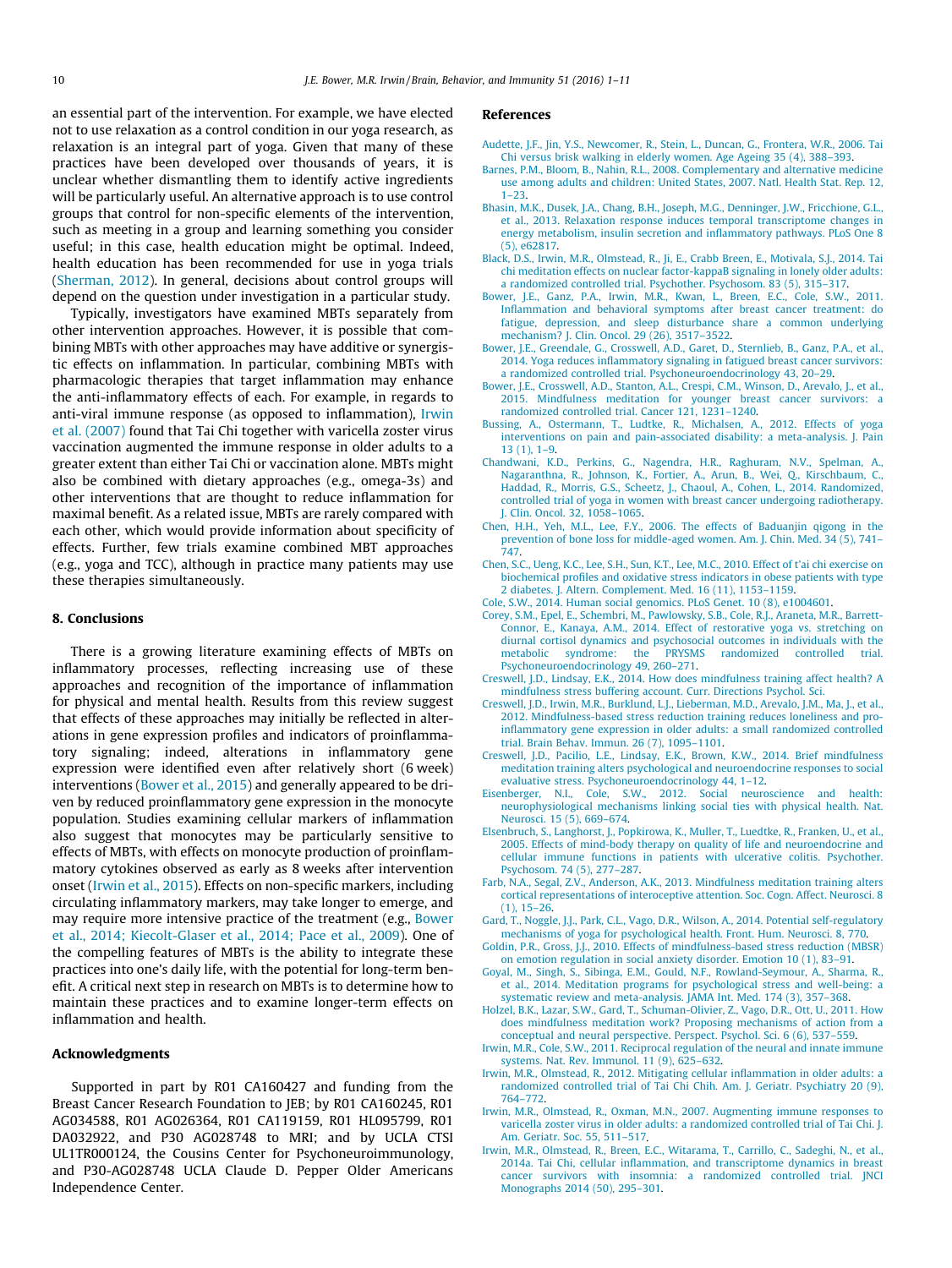an essential part of the intervention. For example, we have elected not to use relaxation as a control condition in our yoga research, as relaxation is an integral part of yoga. Given that many of these practices have been developed over thousands of years, it is unclear whether dismantling them to identify active ingredients will be particularly useful. An alternative approach is to use control groups that control for non-specific elements of the intervention, such as meeting in a group and learning something you consider useful; in this case, health education might be optimal. Indeed, health education has been recommended for use in yoga trials (Sherman, 2012). In general, decisions about control groups will depend on the question under investigation in a particular study.

Typically, investigators have examined MBTs separately from other intervention approaches. However, it is possible that combining MBTs with other approaches may have additive or synergistic effects on inflammation. In particular, combining MBTs with pharmacologic therapies that target inflammation may enhance the anti-inflammatory effects of each. For example, in regards to anti-viral immune response (as opposed to inflammation), Irwin et al. (2007) found that Tai Chi together with varicella zoster virus vaccination augmented the immune response in older adults to a greater extent than either Tai Chi or vaccination alone. MBTs might also be combined with dietary approaches (e.g., omega-3s) and other interventions that are thought to reduce inflammation for maximal benefit. As a related issue, MBTs are rarely compared with each other, which would provide information about specificity of effects. Further, few trials examine combined MBT approaches (e.g., yoga and TCC), although in practice many patients may use these therapies simultaneously.

## 8. Conclusions

There is a growing literature examining effects of MBTs on inflammatory processes, reflecting increasing use of these approaches and recognition of the importance of inflammation for physical and mental health. Results from this review suggest that effects of these approaches may initially be reflected in alterations in gene expression profiles and indicators of proinflammatory signaling; indeed, alterations in inflammatory gene expression were identified even after relatively short (6 week) interventions (Bower et al., 2015) and generally appeared to be driven by reduced proinflammatory gene expression in the monocyte population. Studies examining cellular markers of inflammation also suggest that monocytes may be particularly sensitive to effects of MBTs, with effects on monocyte production of proinflammatory cytokines observed as early as 8 weeks after intervention onset (Irwin et al., 2015). Effects on non-specific markers, including circulating inflammatory markers, may take longer to emerge, and may require more intensive practice of the treatment (e.g., Bower et al., 2014; Kiecolt-Glaser et al., 2014; Pace et al., 2009). One of the compelling features of MBTs is the ability to integrate these practices into one's daily life, with the potential for long-term benefit. A critical next step in research on MBTs is to determine how to maintain these practices and to examine longer-term effects on inflammation and health.

## Acknowledgments

Supported in part by R01 CA160427 and funding from the Breast Cancer Research Foundation to JEB; by R01 CA160245, R01 AG034588, R01 AG026364, R01 CA119159, R01 HL095799, R01 DA032922, and P30 AG028748 to MRI; and by UCLA CTSI UL1TR000124, the Cousins Center for Psychoneuroimmunology, and P30-AG028748 UCLA Claude D. Pepper Older Americans Independence Center.

## References

Audette, J.F., Jin, Y.S., Newcomer, R., Stein, L., Duncan, G., Frontera, W.R., 2006. Tai Chi versus brisk walking in elderly women. Age Ageing 35 (4), 388–393.

Barnes, P.M., Bloom, B., Nahin, R.L., 2008. Complementary and alternative medicine use among adults and children: United States, 2007. Natl. Health Stat. Rep. 12, 1–23.

Bhasin, M.K., Dusek, J.A., Chang, B.H., Joseph, M.G., Denninger, J.W., Fricchione, G.L., et al., 2013. Relaxation response induces temporal transcriptome changes in energy metabolism, insulin secretion and inflammatory pathways. PLoS One 8 (5), e62817.

Black, D.S., Irwin, M.R., Olmstead, R., Ji, E., Crabb Breen, E., Motivala, S.J., 2014. Tai chi meditation effects on nuclear factor-kappaB signaling in lonely older adults: a randomized controlled trial. Psychother. Psychosom. 83 (5), 315–317.

Bower, J.E., Ganz, P.A., Irwin, M.R., Kwan, L., Breen, E.C., Cole, S.W., 2011. Inflammation and behavioral symptoms after breast cancer treatment: do fatigue, depression, and sleep disturbance share a common underlying mechanism? J. Clin. Oncol. 29 (26), 3517–3522.

Bower, J.E., Greendale, G., Crosswell, A.D., Garet, D., Sternlieb, B., Ganz, P.A., et al., 2014. Yoga reduces inflammatory signaling in fatigued breast cancer survivors: a randomized controlled trial. Psychoneuroendocrinology 43, 20–29.

Bower, J.E., Crosswell, A.D., Stanton, A.L., Crespi, C.M., Winson, D., Arevalo, J., et al., 2015. Mindfulness meditation for younger breast cancer survivors: a randomized controlled trial. Cancer 121, 1231–1240.

Bussing, A., Ostermann, T., Ludtke, R., Michalsen, A., 2012. Effects of yoga interventions on pain and pain-associated disability: a meta-analysis. J. Pain 13 (1), 1–9.

Chandwani, K.D., Perkins, G., Nagendra, H.R., Raghuram, N.V., Spelman, A., Nagaranthna, R., Johnson, K., Fortier, A., Arun, B., Wei, Q., Kirschbaum, C., Haddad, R., Morris, G.S., Scheetz, J., Chaoul, A., Cohen, L., 2014. Randomized, controlled trial of yoga in women with breast cancer undergoing radiotherapy. J. Clin. Oncol. 32, 1058–1065.

Chen, H.H., Yeh, M.L., Lee, F.Y., 2006. The effects of Baduanjin qigong in the prevention of bone loss for middle-aged women. Am. J. Chin. Med. 34 (5), 741–747.

Chen, S.C., Ueng, K.C., Lee, S.H., Sun, K.T., Lee, M.C., 2010. Effect of t'ai chi exercise on biochemical profiles and oxidative stress indicators in obese patients with type 2 diabetes. J. Altern. Complement. Med. 16 (11), 1153–1159.

Cole, S.W., 2014. Human social genomics. PLoS Genet. 10 (8), e1004601.

Corey, S.M., Epel, E., Schembri, M., Pawlowsky, S.B., Cole, R.J., Araneta, M.R., Barrett-Connor, E., Kanaya, A.M., 2014. Effect of restorative yoga vs. stretching on diurnal cortisol dynamics and psychosocial outcomes in individuals with the metabolic syndrome: the PRYSMS randomized controlled trial. Psychoneuroendocrinology 49, 260–271.

Creswell, J.D., Lindsay, E.K., 2014. How does mindfulness training affect health? A mindfulness stress buffering account. Curr. Directions Psychol. Sci.

Creswell, J.D., Irwin, M.R., Burklund, L.J., Lieberman, M.D., Arevalo, J.M., Ma, J., et al., 2012. Mindfulness-based stress reduction training reduces loneliness and pro-inflammatory gene expression in older adults: a small randomized controlled trial. Brain Behav. Immun. 26 (7), 1095–1101.

Creswell, J.D., Pacilio, L.E., Lindsay, E.K., Brown, K.W., 2014. Brief mindfulness meditation training alters psychological and neuroendocrine responses to social evaluative stress. Psychoneuroendocrinology 44, 1–12.

Eisenberger, N.I., Cole, S.W., 2012. Social neuroscience and health: neurophysiological mechanisms linking social ties with physical health. Nat. Neurosci. 15 (5), 669–674.

Elsenbruch, S., Langhorst, J., Popkirowa, K., Muller, T., Luedtke, R., Franken, U., et al., 2005. Effects of mind-body therapy on quality of life and neuroendocrine and cellular immune functions in patients with ulcerative colitis. Psychother. Psychosom. 74 (5), 277–287.

Farb, N.A., Segal, Z.V., Anderson, A.K., 2013. Mindfulness meditation training alters cortical representations of interoceptive attention. Soc. Cogn. Affect. Neurosci. 8 (1), 15–26.

Gard, T., Noggle, J.J., Park, C.L., Vago, D.R., Wilson, A., 2014. Potential self-regulatory mechanisms of yoga for psychological health. Front. Hum. Neurosci. 8, 770.

Goldin, P.R., Gross, J.J., 2010. Effects of mindfulness-based stress reduction (MBSR) on emotion regulation in social anxiety disorder. Emotion 10 (1), 83–91.

Goyal, M., Singh, S., Sibinga, E.M., Gould, N.F., Rowland-Seymour, A., Sharma, R., et al., 2014. Meditation programs for psychological stress and well-being: a systematic review and meta-analysis. JAMA Int. Med. 174 (3), 357–368.

Holzel, B.K., Lazar, S.W., Gard, T., Schuman-Olivier, Z., Vago, D.R., Ott, U., 2011. How does mindfulness meditation work? Proposing mechanisms of action from a conceptual and neural perspective. Perspect. Psychol. Sci. 6 (6), 537–559.

Irwin, M.R., Cole, S.W., 2011. Reciprocal regulation of the neural and innate immune systems. Nat. Rev. Immunol. 11 (9), 625–632.

Irwin, M.R., Olmstead, R., 2012. Mitigating cellular inflammation in older adults: a randomized controlled trial of Tai Chi Chih. Am. J. Geriatr. Psychiatry 20 (9), 764–772.

Irwin, M.R., Olmstead, R., Oxman, M.N., 2007. Augmenting immune responses to varicella zoster virus in older adults: a randomized controlled trial of Tai Chi. J. Am. Geriatr. Soc. 55, 511–517.

Irwin, M.R., Olmstead, R., Breen, E.C., Witarama, T., Carrillo, C., Sadeghi, N., et al., 2014a. Tai Chi, cellular inflammation, and transcriptome dynamics in breast cancer survivors with insomnia: a randomized controlled trial. JNCI Monographs 2014 (50), 295–301.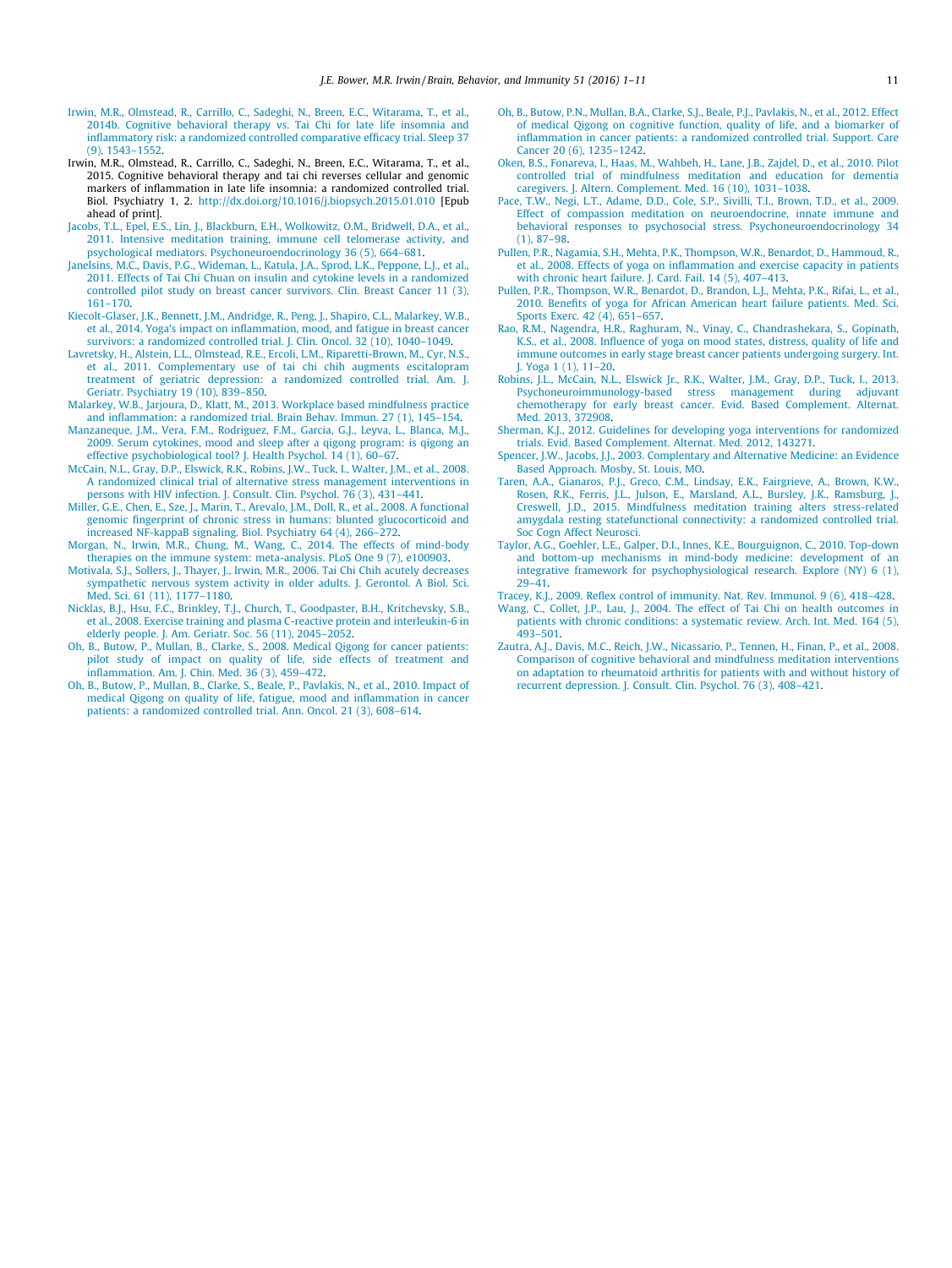Irwin, M.R., Olmstead, R., Carrillo, C., Sadeghi, N., Breen, E.C., Witarama, T., et al., 2014b. Cognitive behavioral therapy vs. Tai Chi for late life insomnia and inflammatory risk: a randomized controlled comparative efficacy trial. Sleep 37 (9), 1543–1552.

Irwin, M.R., Olmstead, R., Carrillo, C., Sadeghi, N., Breen, E.C., Witarama, T., et al., 2015. Cognitive behavioral therapy and tai chi reverses cellular and genomic markers of inflammation in late life insomnia: a randomized controlled trial. Biol. Psychiatry 1, 2. http://dx.doi.org/10.1016/j.biopsych.2015.01.010 [Epub ahead of print].

Jacobs, T.L., Epel, E.S., Lin, J., Blackburn, E.H., Wolkowitz, O.M., Bridwell, D.A., et al., 2011. Intensive meditation training, immune cell telomerase activity, and psychological mediators. Psychoneuroendocrinology 36 (5), 664–681.

Janelsins, M.C., Davis, P.G., Wideman, L., Katula, J.A., Sprod, L.K., Peppone, L.J., et al., 2011. Effects of Tai Chi Chuan on insulin and cytokine levels in a randomized controlled pilot study on breast cancer survivors. Clin. Breast Cancer 11 (3), 161–170.

Kiecolt-Glaser, J.K., Bennett, J.M., Andridge, R., Peng, J., Shapiro, C.L., Malarkey, W.B., et al., 2014. Yoga's impact on inflammation, mood, and fatigue in breast cancer survivors: a randomized controlled trial. J. Clin. Oncol. 32 (10), 1040–1049.

Lavretsky, H., Alstein, L.L., Olmstead, R.E., Ercoli, L.M., Riparetti-Brown, M., Cyr, N.S., et al., 2011. Complementary use of tai chi chih augments escitalopram treatment of geriatric depression: a randomized controlled trial. Am. J. Geriatr. Psychiatry 19 (10), 839–850.

Malarkey, W.B., Jarjoura, D., Klatt, M., 2013. Workplace based mindfulness practice and inflammation: a randomized trial. Brain Behav. Immun. 27 (1), 145–154.

Manzaneque, J.M., Vera, F.M., Rodriguez, F.M., Garcia, G.J., Leyva, L., Blanca, M.J., 2009. Serum cytokines, mood and sleep after a qigong program: is qigong an effective psychobiological tool? J. Health Psychol. 14 (1), 60–67.

McCain, N.L., Gray, D.P., Elswick, R.K., Robins, J.W., Tuck, I., Walter, J.M., et al., 2008. A randomized clinical trial of alternative stress management interventions in persons with HIV infection. J. Consult. Clin. Psychol. 76 (3), 431–441.

Miller, G.E., Chen, E., Sze, J., Marin, T., Arevalo, J.M., Doll, R., et al., 2008. A functional genomic fingerprint of chronic stress in humans: blunted glucocorticoid and increased NF-kappaB signaling. Biol. Psychiatry 64 (4), 266–272.

Morgan, N., Irwin, M.R., Chung, M., Wang, C., 2014. The effects of mind-body therapies on the immune system: meta-analysis. PLoS One 9 (7), e100903.

Motivala, S.J., Sollers, J., Thayer, J., Irwin, M.R., 2006. Tai Chi Chih acutely decreases sympathetic nervous system activity in older adults. J. Gerontol. A Biol. Sci. Med. Sci. 61 (11), 1177–1180.

Nicklas, B.J., Hsu, F.C., Brinkley, T.J., Church, T., Goodpaster, B.H., Kritchevsky, S.B., et al., 2008. Exercise training and plasma C-reactive protein and interleukin-6 in elderly people. J. Am. Geriatr. Soc. 56 (11), 2045–2052.

Oh, B., Butow, P., Mullan, B., Clarke, S., 2008. Medical Qigong for cancer patients: pilot study of impact on quality of life, side effects of treatment and inflammation. Am. J. Chin. Med. 36 (3), 459–472.

Oh, B., Butow, P., Mullan, B., Clarke, S., Beale, P., Pavlakis, N., et al., 2010. Impact of medical Qigong on quality of life, fatigue, mood and inflammation in cancer patients: a randomized controlled trial. Ann. Oncol. 21 (3), 608–614.

Oh, B., Butow, P.N., Mullan, B.A., Clarke, S.J., Beale, P.J., Pavlakis, N., et al., 2012. Effect of medical Qigong on cognitive function, quality of life, and a biomarker of inflammation in cancer patients: a randomized controlled trial. Support. Care Cancer 20 (6), 1235–1242.

Oken, B.S., Fonareva, I., Haas, M., Wahbeh, H., Lane, J.B., Zajdel, D., et al., 2010. Pilot controlled trial of mindfulness meditation and education for dementia caregivers. J. Altern. Complement. Med. 16 (10), 1031–1038.

Pace, T.W., Negi, L.T., Adame, D.D., Cole, S.P., Sivilli, T.I., Brown, T.D., et al., 2009. Effect of compassion meditation on neuroendocrine, innate immune and behavioral responses to psychosocial stress. Psychoneuroendocrinology 34 (1), 87–98.

Pullen, P.R., Nagamia, S.H., Mehta, P.K., Thompson, W.R., Benardot, D., Hammoud, R., et al., 2008. Effects of yoga on inflammation and exercise capacity in patients with chronic heart failure. J. Card. Fail. 14 (5), 407–413.

Pullen, P.R., Thompson, W.R., Benardot, D., Brandon, L.J., Mehta, P.K., Rifai, L., et al., 2010. Benefits of yoga for African American heart failure patients. Med. Sci. Sports Exerc. 42 (4), 651–657.

Rao, R.M., Nagendra, H.R., Raghuram, N., Vinay, C., Chandrashekara, S., Gopinath, K.S., et al., 2008. Influence of yoga on mood states, distress, quality of life and immune outcomes in early stage breast cancer patients undergoing surgery. Int. J. Yoga 1 (1), 11–20.

Robins, J.L., McCain, N.L., Elswick Jr., R.K., Walter, J.M., Gray, D.P., Tuck, I., 2013. Psychoneuroimmunology-based stress management during adjuvant chemotherapy for early breast cancer. Evid. Based Complement. Alternat. Med. 2013, 372908.

Sherman, K.J., 2012. Guidelines for developing yoga interventions for randomized trials. Evid. Based Complement. Alternat. Med. 2012, 143271.

Spencer, J.W., Jacobs, J.J., 2003. Complentary and Alternative Medicine: an Evidence Based Approach. Mosby, St. Louis, MO.

Taren, A.A., Gianaros, P.J., Greco, C.M., Lindsay, E.K., Fairgrieve, A., Brown, K.W., Rosen, R.K., Ferris, J.L., Julson, E., Marsland, A.L., Bursley, J.K., Ramsburg, J., Creswell, J.D., 2015. Mindfulness meditation training alters stress-related amygdala resting statefunctional connectivity: a randomized controlled trial. Soc Cogn Affect Neurosci.

Taylor, A.G., Goehler, L.E., Galper, D.I., Innes, K.E., Bourguignon, C., 2010. Top-down and bottom-up mechanisms in mind-body medicine: development of an integrative framework for psychophysiological research. Explore (NY) 6 (1), 29–41.

Tracey, K.J., 2009. Reflex control of immunity. Nat. Rev. Immunol. 9 (6), 418–428.

Wang, C., Collet, J.P., Lau, J., 2004. The effect of Tai Chi on health outcomes in patients with chronic conditions: a systematic review. Arch. Int. Med. 164 (5), 493–501.

Zautra, A.J., Davis, M.C., Reich, J.W., Nicassario, P., Tennen, H., Finan, P., et al., 2008. Comparison of cognitive behavioral and mindfulness meditation interventions on adaptation to rheumatoid arthritis for patients with and without history of recurrent depression. J. Consult. Clin. Psychol. 76 (3), 408–421.